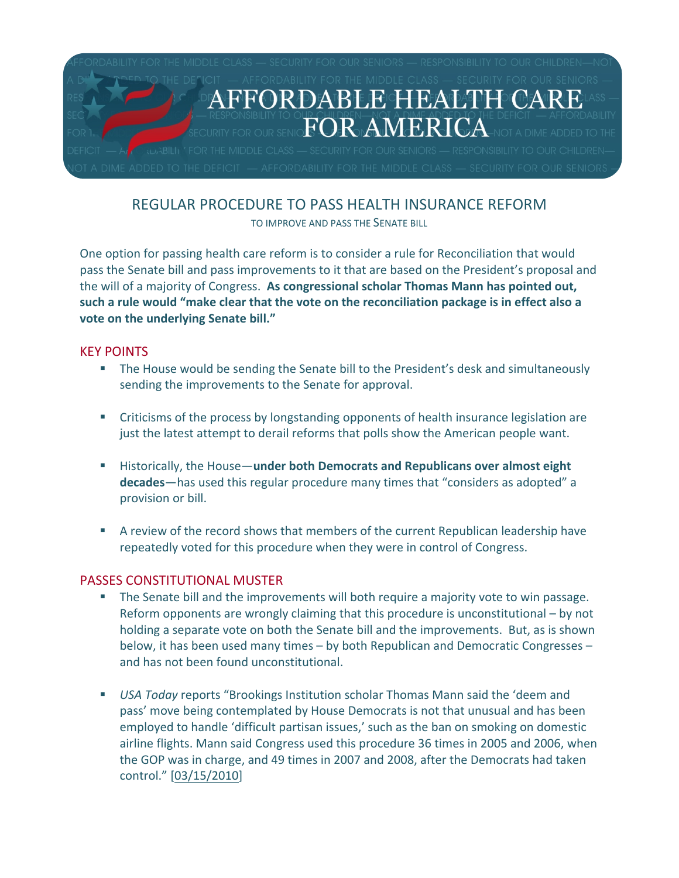# AFFORDABLE HEALTH CARE FOR AMERICA

## REGULAR PROCEDURE TO PASS HEALTH INSURANCE REFORM

TO IMPROVE AND PASS THE SENATE BILL

One option for passing health care reform is to consider a rule for Reconciliation that would pass the Senate bill and pass improvements to it that are based on the President's proposal and the will of a majority of Congress. **As congressional scholar Thomas Mann has pointed out, such a rule would "make clear that the vote on the reconciliation package is in effect also a vote on the underlying Senate bill."**

### KEY POINTS

- The House would be sending the Senate bill to the President's desk and simultaneously sending the improvements to the Senate for approval.
- Criticisms of the process by longstanding opponents of health insurance legislation are just the latest attempt to derail reforms that polls show the American people want.
- Historically, the House—**under both Democrats and Republicans over almost eight decades**—has used this regular procedure many times that "considers as adopted" a provision or bill.
- A review of the record shows that members of the current Republican leadership have repeatedly voted for this procedure when they were in control of Congress.

### PASSES CONSTITUTIONAL MUSTER

- The Senate bill and the improvements will both require a majority vote to win passage. Reform opponents are wrongly claiming that this procedure is unconstitutional – by not holding a separate vote on both the Senate bill and the improvements. But, as is shown below, it has been used many times – by both Republican and Democratic Congresses – and has not been found unconstitutional.
- *USA Today* reports "Brookings Institution scholar Thomas Mann said the 'deem and pass' move being contemplated by House Democrats is not that unusual and has been employed to handle 'difficult partisan issues,' such as the ban on smoking on domestic airline flights. Mann said Congress used this procedure 36 times in 2005 and 2006, when the GOP was in charge, and 49 times in 2007 and 2008, after the Democrats had taken control." [03/15/2010]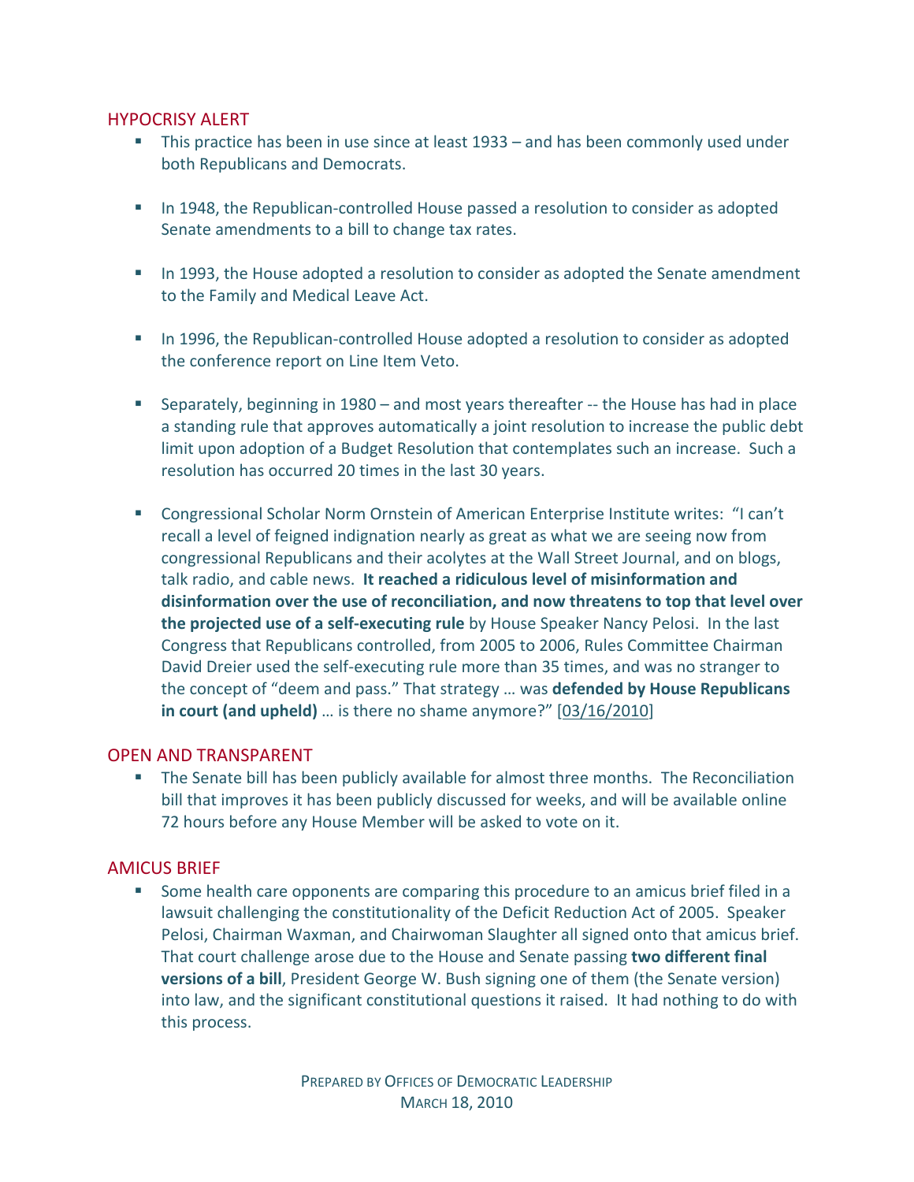## HYPOCRISY ALERT

- This practice has been in use since at least 1933 – and has been commonly used under both Republicans and Democrats.
- In 1948, the Republican-controlled House passed a resolution to consider as adopted Senate amendments to a bill to change tax rates.
- In 1993, the House adopted a resolution to consider as adopted the Senate amendment to the Family and Medical Leave Act.
- In 1996, the Republican-controlled House adopted a resolution to consider as adopted the conference report on Line Item Veto.
- Separately, beginning in 1980 – and most years thereafter -- the House has had in place a standing rule that approves automatically a joint resolution to increase the public debt limit upon adoption of a Budget Resolution that contemplates such an increase. Such a resolution has occurred 20 times in the last 30 years.
- Congressional Scholar Norm Ornstein of American Enterprise Institute writes: "I can't recall a level of feigned indignation nearly as great as what we are seeing now from congressional Republicans and their acolytes at the Wall Street Journal, and on blogs, talk radio, and cable news. **It reached a ridiculous level of misinformation and disinformation over the use of reconciliation, and now threatens to top that level over the projected use of a self-executing rule** by House Speaker Nancy Pelosi. In the last Congress that Republicans controlled, from 2005 to 2006, Rules Committee Chairman David Dreier used the self-executing rule more than 35 times, and was no stranger to the concept of "deem and pass." That strategy … was **defended by House Republicans in court (and upheld)** … is there no shame anymore?" [03/16/2010]

## OPEN AND TRANSPARENT

- The Senate bill has been publicly available for almost three months. The Reconciliation bill that improves it has been publicly discussed for weeks, and will be available online 72 hours before any House Member will be asked to vote on it.

## AMICUS BRIEF

- Some health care opponents are comparing this procedure to an amicus brief filed in a lawsuit challenging the constitutionality of the Deficit Reduction Act of 2005. Speaker Pelosi, Chairman Waxman, and Chairwoman Slaughter all signed onto that amicus brief. That court challenge arose due to the House and Senate passing **two different final versions of a bill**, President George W. Bush signing one of them (the Senate version) into law, and the significant constitutional questions it raised. It had nothing to do with this process.

PREPARED BY OFFICES OF DEMOCRATIC LEADERSHIP
MARCH 18, 2010